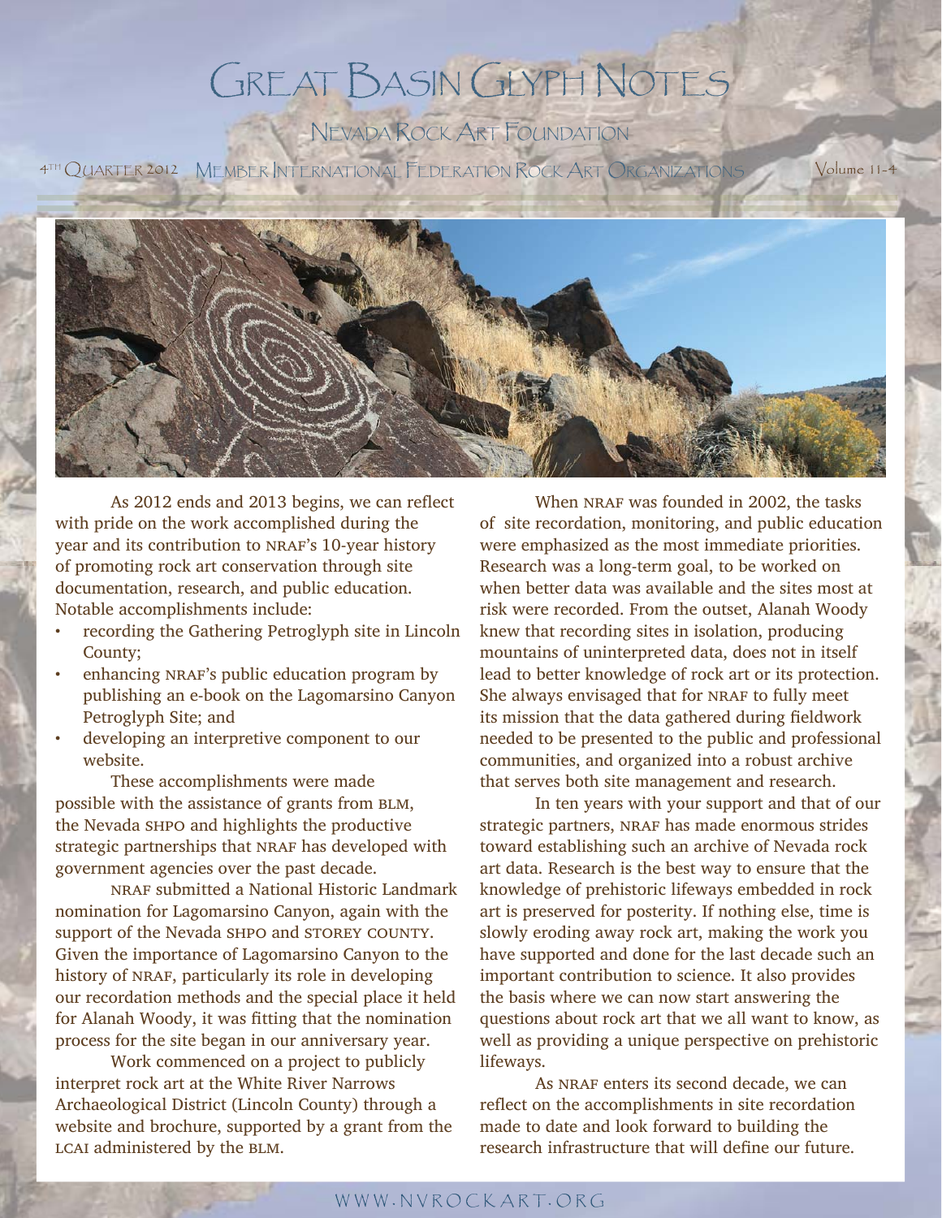# Great Basin Glyph Notes

## Nevada Rock Art Foundation

4TH Quarter 2012 Member International Federation Rock Art Organizations Volume 11-4

As 2012 ends and 2013 begins, we can reflect with pride on the work accomplished during the year and its contribution to NRAF's 10-year history of promoting rock art conservation through site documentation, research, and public education. Notable accomplishments include:

- recording the Gathering Petroglyph site in Lincoln County;
- enhancing NRAF's public education program by publishing an e-book on the Lagomarsino Canyon Petroglyph Site; and
- developing an interpretive component to our website.

These accomplishments were made possible with the assistance of grants from BLM, the Nevada SHPO and highlights the productive strategic partnerships that NRAF has developed with government agencies over the past decade.

NRAF submitted a National Historic Landmark nomination for Lagomarsino Canyon, again with the support of the Nevada SHPO and STOREY COUNTY. Given the importance of Lagomarsino Canyon to the history of NRAF, particularly its role in developing our recordation methods and the special place it held for Alanah Woody, it was fitting that the nomination process for the site began in our anniversary year.

Work commenced on a project to publicly interpret rock art at the White River Narrows Archaeological District (Lincoln County) through a website and brochure, supported by a grant from the LCAI administered by the BLM.

When NRAF was founded in 2002, the tasks of site recordation, monitoring, and public education were emphasized as the most immediate priorities. Research was a long-term goal, to be worked on when better data was available and the sites most at risk were recorded. From the outset, Alanah Woody knew that recording sites in isolation, producing mountains of uninterpreted data, does not in itself lead to better knowledge of rock art or its protection. She always envisaged that for NRAF to fully meet its mission that the data gathered during fieldwork needed to be presented to the public and professional communities, and organized into a robust archive that serves both site management and research.

In ten years with your support and that of our strategic partners, NRAF has made enormous strides toward establishing such an archive of Nevada rock art data. Research is the best way to ensure that the knowledge of prehistoric lifeways embedded in rock art is preserved for posterity. If nothing else, time is slowly eroding away rock art, making the work you have supported and done for the last decade such an important contribution to science. It also provides the basis where we can now start answering the questions about rock art that we all want to know, as well as providing a unique perspective on prehistoric lifeways.

As NRAF enters its second decade, we can reflect on the accomplishments in site recordation made to date and look forward to building the research infrastructure that will define our future.

WWW.NVROCKART.ORG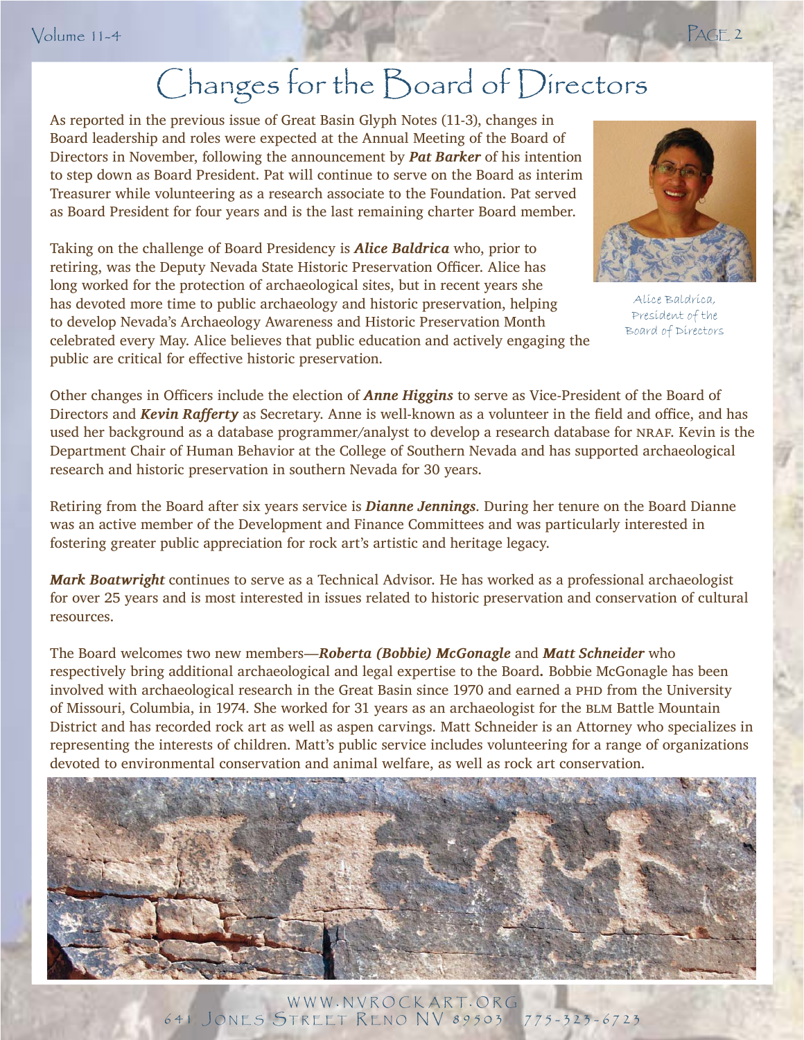# Changes for the Board of Directors

As reported in the previous issue of Great Basin Glyph Notes (11-3), changes in Board leadership and roles were expected at the Annual Meeting of the Board of Directors in November, following the announcement by ***Pat Barker*** of his intention to step down as Board President. Pat will continue to serve on the Board as interim Treasurer while volunteering as a research associate to the Foundation. Pat served as Board President for four years and is the last remaining charter Board member.

Taking on the challenge of Board Presidency is ***Alice Baldrica*** who, prior to retiring, was the Deputy Nevada State Historic Preservation Officer. Alice has long worked for the protection of archaeological sites, but in recent years she has devoted more time to public archaeology and historic preservation, helping to develop Nevada's Archaeology Awareness and Historic Preservation Month celebrated every May. Alice believes that public education and actively engaging the public are critical for effective historic preservation.

Alice Baldrica, President of the Board of Directors

Other changes in Officers include the election of ***Anne Higgins*** to serve as Vice-President of the Board of Directors and ***Kevin Rafferty*** as Secretary. Anne is well-known as a volunteer in the field and office, and has used her background as a database programmer/analyst to develop a research database for NRAF. Kevin is the Department Chair of Human Behavior at the College of Southern Nevada and has supported archaeological research and historic preservation in southern Nevada for 30 years.

Retiring from the Board after six years service is ***Dianne Jennings***. During her tenure on the Board Dianne was an active member of the Development and Finance Committees and was particularly interested in fostering greater public appreciation for rock art's artistic and heritage legacy.

***Mark Boatwright*** continues to serve as a Technical Advisor. He has worked as a professional archaeologist for over 25 years and is most interested in issues related to historic preservation and conservation of cultural resources.

The Board welcomes two new members—***Roberta (Bobbie) McGonagle*** and ***Matt Schneider*** who respectively bring additional archaeological and legal expertise to the Board**.** Bobbie McGonagle has been involved with archaeological research in the Great Basin since 1970 and earned a PHD from the University of Missouri, Columbia, in 1974. She worked for 31 years as an archaeologist for the BLM Battle Mountain District and has recorded rock art as well as aspen carvings. Matt Schneider is an Attorney who specializes in representing the interests of children. Matt's public service includes volunteering for a range of organizations devoted to environmental conservation and animal welfare, as well as rock art conservation.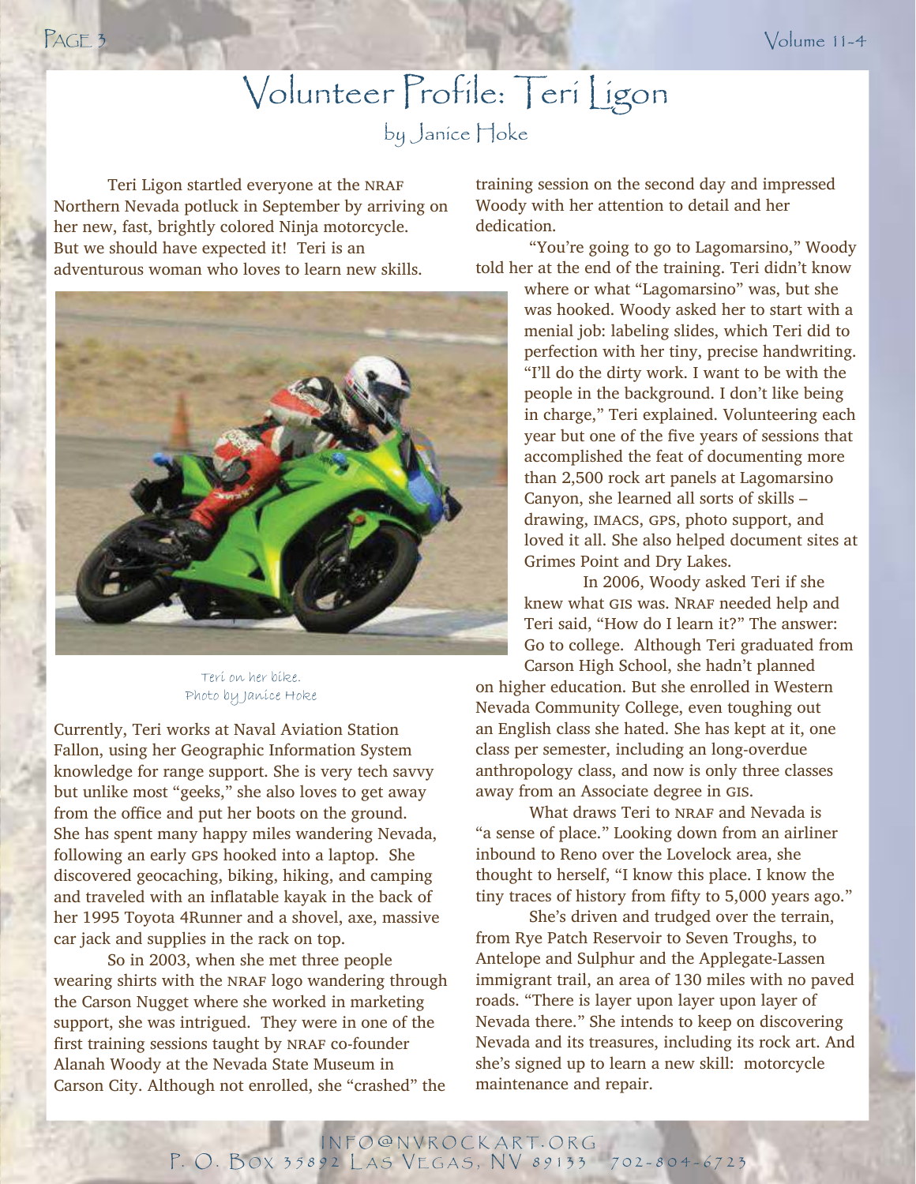# Volunteer Profile: Teri Ligon

by Janice Hoke

Teri Ligon startled everyone at the NRAF Northern Nevada potluck in September by arriving on her new, fast, brightly colored Ninja motorcycle. But we should have expected it! Teri is an adventurous woman who loves to learn new skills.

Teri on her bike.
Photo by Janice Hoke

Currently, Teri works at Naval Aviation Station Fallon, using her Geographic Information System knowledge for range support. She is very tech savvy but unlike most "geeks," she also loves to get away from the office and put her boots on the ground. She has spent many happy miles wandering Nevada, following an early GPS hooked into a laptop. She discovered geocaching, biking, hiking, and camping and traveled with an inflatable kayak in the back of her 1995 Toyota 4Runner and a shovel, axe, massive car jack and supplies in the rack on top.

So in 2003, when she met three people wearing shirts with the NRAF logo wandering through the Carson Nugget where she worked in marketing support, she was intrigued. They were in one of the first training sessions taught by NRAF co-founder Alanah Woody at the Nevada State Museum in Carson City. Although not enrolled, she "crashed" the training session on the second day and impressed Woody with her attention to detail and her dedication.

"You're going to go to Lagomarsino," Woody told her at the end of the training. Teri didn't know where or what "Lagomarsino" was, but she was hooked. Woody asked her to start with a menial job: labeling slides, which Teri did to perfection with her tiny, precise handwriting. "I'll do the dirty work. I want to be with the people in the background. I don't like being in charge," Teri explained. Volunteering each year but one of the five years of sessions that accomplished the feat of documenting more than 2,500 rock art panels at Lagomarsino Canyon, she learned all sorts of skills – drawing, IMACS, GPS, photo support, and loved it all. She also helped document sites at Grimes Point and Dry Lakes.

In 2006, Woody asked Teri if she knew what GIS was. NRAF needed help and Teri said, "How do I learn it?" The answer: Go to college. Although Teri graduated from Carson High School, she hadn't planned on higher education. But she enrolled in Western Nevada Community College, even toughing out an English class she hated. She has kept at it, one class per semester, including an long-overdue anthropology class, and now is only three classes away from an Associate degree in GIS.

What draws Teri to NRAF and Nevada is "a sense of place." Looking down from an airliner inbound to Reno over the Lovelock area, she thought to herself, "I know this place. I know the tiny traces of history from fifty to 5,000 years ago."

She's driven and trudged over the terrain, from Rye Patch Reservoir to Seven Troughs, to Antelope and Sulphur and the Applegate-Lassen immigrant trail, an area of 130 miles with no paved roads. "There is layer upon layer upon layer of Nevada there." She intends to keep on discovering Nevada and its treasures, including its rock art. And she's signed up to learn a new skill: motorcycle maintenance and repair.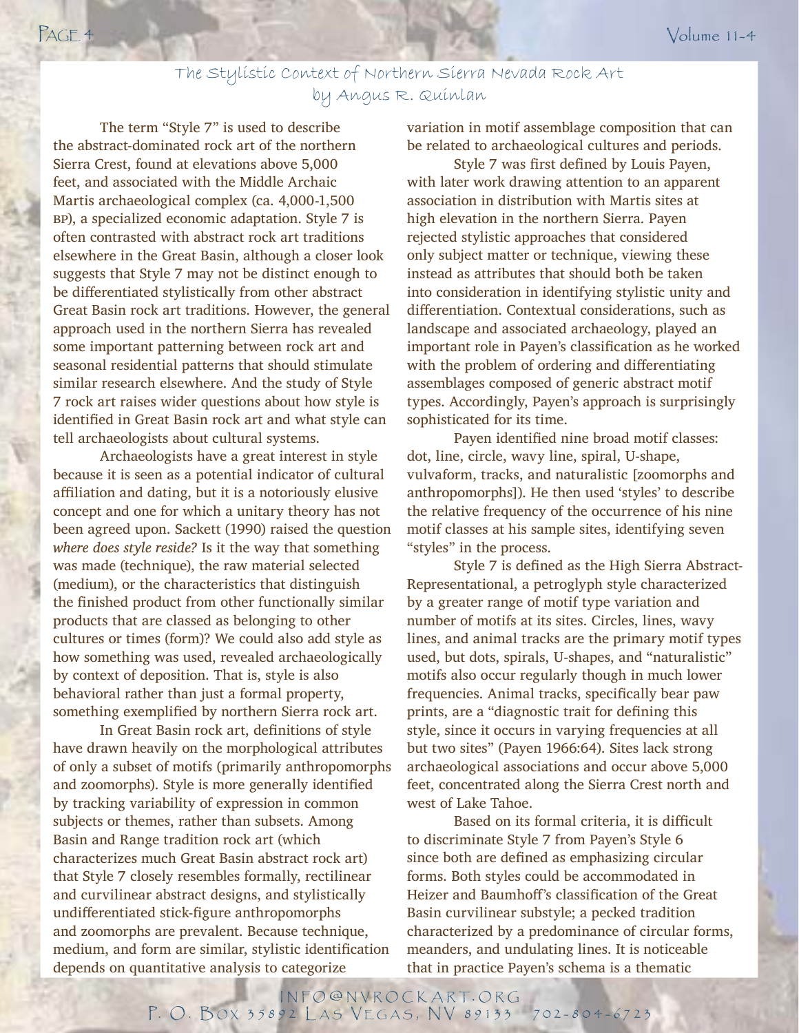# The Stylistic Context of Northern Sierra Nevada Rock Art

by Angus R. Quinlan

The term "Style 7" is used to describe the abstract-dominated rock art of the northern Sierra Crest, found at elevations above 5,000 feet, and associated with the Middle Archaic Martis archaeological complex (ca. 4,000-1,500 BP), a specialized economic adaptation. Style 7 is often contrasted with abstract rock art traditions elsewhere in the Great Basin, although a closer look suggests that Style 7 may not be distinct enough to be differentiated stylistically from other abstract Great Basin rock art traditions. However, the general approach used in the northern Sierra has revealed some important patterning between rock art and seasonal residential patterns that should stimulate similar research elsewhere. And the study of Style 7 rock art raises wider questions about how style is identified in Great Basin rock art and what style can tell archaeologists about cultural systems.

Archaeologists have a great interest in style because it is seen as a potential indicator of cultural affiliation and dating, but it is a notoriously elusive concept and one for which a unitary theory has not been agreed upon. Sackett (1990) raised the question *where does style reside?* Is it the way that something was made (technique), the raw material selected (medium), or the characteristics that distinguish the finished product from other functionally similar products that are classed as belonging to other cultures or times (form)? We could also add style as how something was used, revealed archaeologically by context of deposition. That is, style is also behavioral rather than just a formal property, something exemplified by northern Sierra rock art.

In Great Basin rock art, definitions of style have drawn heavily on the morphological attributes of only a subset of motifs (primarily anthropomorphs and zoomorphs). Style is more generally identified by tracking variability of expression in common subjects or themes, rather than subsets. Among Basin and Range tradition rock art (which characterizes much Great Basin abstract rock art) that Style 7 closely resembles formally, rectilinear and curvilinear abstract designs, and stylistically undifferentiated stick-figure anthropomorphs and zoomorphs are prevalent. Because technique, medium, and form are similar, stylistic identification depends on quantitative analysis to categorize variation in motif assemblage composition that can be related to archaeological cultures and periods.

Style 7 was first defined by Louis Payen, with later work drawing attention to an apparent association in distribution with Martis sites at high elevation in the northern Sierra. Payen rejected stylistic approaches that considered only subject matter or technique, viewing these instead as attributes that should both be taken into consideration in identifying stylistic unity and differentiation. Contextual considerations, such as landscape and associated archaeology, played an important role in Payen's classification as he worked with the problem of ordering and differentiating assemblages composed of generic abstract motif types. Accordingly, Payen's approach is surprisingly sophisticated for its time.

Payen identified nine broad motif classes: dot, line, circle, wavy line, spiral, U-shape, vulvaform, tracks, and naturalistic [zoomorphs and anthropomorphs]). He then used 'styles' to describe the relative frequency of the occurrence of his nine motif classes at his sample sites, identifying seven "styles" in the process.

Style 7 is defined as the High Sierra Abstract-Representational, a petroglyph style characterized by a greater range of motif type variation and number of motifs at its sites. Circles, lines, wavy lines, and animal tracks are the primary motif types used, but dots, spirals, U-shapes, and "naturalistic" motifs also occur regularly though in much lower frequencies. Animal tracks, specifically bear paw prints, are a "diagnostic trait for defining this style, since it occurs in varying frequencies at all but two sites" (Payen 1966:64). Sites lack strong archaeological associations and occur above 5,000 feet, concentrated along the Sierra Crest north and west of Lake Tahoe.

Based on its formal criteria, it is difficult to discriminate Style 7 from Payen's Style 6 since both are defined as emphasizing circular forms. Both styles could be accommodated in Heizer and Baumhoff's classification of the Great Basin curvilinear substyle; a pecked tradition characterized by a predominance of circular forms, meanders, and undulating lines. It is noticeable that in practice Payen's schema is a thematic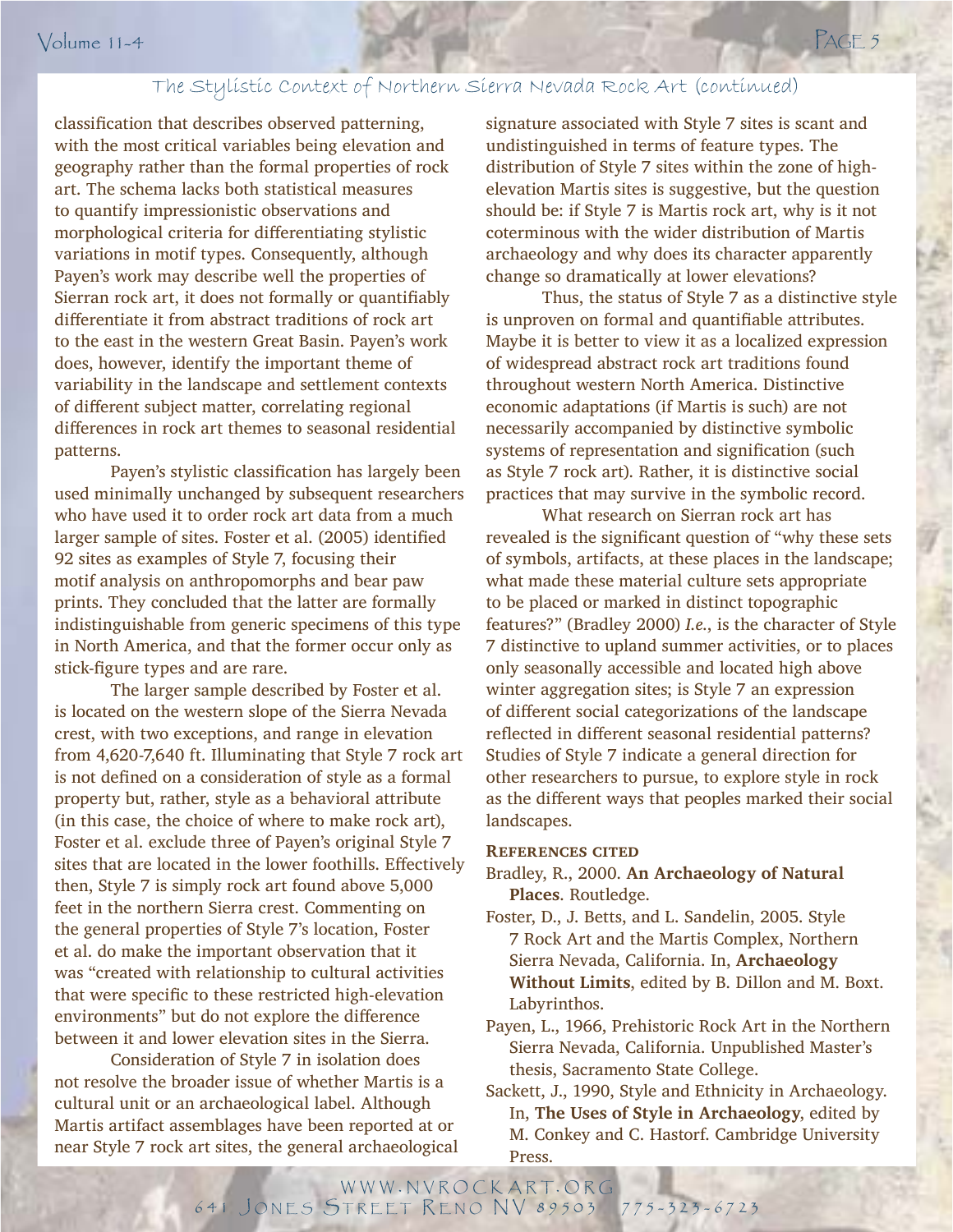## The Stylistic Context of Northern Sierra Nevada Rock Art (continued)

classification that describes observed patterning, with the most critical variables being elevation and geography rather than the formal properties of rock art. The schema lacks both statistical measures to quantify impressionistic observations and morphological criteria for differentiating stylistic variations in motif types. Consequently, although Payen's work may describe well the properties of Sierran rock art, it does not formally or quantifiably differentiate it from abstract traditions of rock art to the east in the western Great Basin. Payen's work does, however, identify the important theme of variability in the landscape and settlement contexts of different subject matter, correlating regional differences in rock art themes to seasonal residential patterns.

Payen's stylistic classification has largely been used minimally unchanged by subsequent researchers who have used it to order rock art data from a much larger sample of sites. Foster et al. (2005) identified 92 sites as examples of Style 7, focusing their motif analysis on anthropomorphs and bear paw prints. They concluded that the latter are formally indistinguishable from generic specimens of this type in North America, and that the former occur only as stick-figure types and are rare.

The larger sample described by Foster et al. is located on the western slope of the Sierra Nevada crest, with two exceptions, and range in elevation from 4,620-7,640 ft. Illuminating that Style 7 rock art is not defined on a consideration of style as a formal property but, rather, style as a behavioral attribute (in this case, the choice of where to make rock art), Foster et al. exclude three of Payen's original Style 7 sites that are located in the lower foothills. Effectively then, Style 7 is simply rock art found above 5,000 feet in the northern Sierra crest. Commenting on the general properties of Style 7's location, Foster et al. do make the important observation that it was "created with relationship to cultural activities that were specific to these restricted high-elevation environments" but do not explore the difference between it and lower elevation sites in the Sierra.

Consideration of Style 7 in isolation does not resolve the broader issue of whether Martis is a cultural unit or an archaeological label. Although Martis artifact assemblages have been reported at or near Style 7 rock art sites, the general archaeological signature associated with Style 7 sites is scant and undistinguished in terms of feature types. The distribution of Style 7 sites within the zone of high-elevation Martis sites is suggestive, but the question should be: if Style 7 is Martis rock art, why is it not coterminous with the wider distribution of Martis archaeology and why does its character apparently change so dramatically at lower elevations?

Thus, the status of Style 7 as a distinctive style is unproven on formal and quantifiable attributes. Maybe it is better to view it as a localized expression of widespread abstract rock art traditions found throughout western North America. Distinctive economic adaptations (if Martis is such) are not necessarily accompanied by distinctive symbolic systems of representation and signification (such as Style 7 rock art). Rather, it is distinctive social practices that may survive in the symbolic record.

What research on Sierran rock art has revealed is the significant question of "why these sets of symbols, artifacts, at these places in the landscape; what made these material culture sets appropriate to be placed or marked in distinct topographic features?" (Bradley 2000) *I.e.*, is the character of Style 7 distinctive to upland summer activities, or to places only seasonally accessible and located high above winter aggregation sites; is Style 7 an expression of different social categorizations of the landscape reflected in different seasonal residential patterns? Studies of Style 7 indicate a general direction for other researchers to pursue, to explore style in rock as the different ways that peoples marked their social landscapes.

### References Cited

Bradley, R., 2000. **An Archaeology of Natural Places**. Routledge.

Foster, D., J. Betts, and L. Sandelin, 2005. Style 7 Rock Art and the Martis Complex, Northern Sierra Nevada, California. In, **Archaeology Without Limits**, edited by B. Dillon and M. Boxt. Labyrinthos.

Payen, L., 1966, Prehistoric Rock Art in the Northern Sierra Nevada, California. Unpublished Master's thesis, Sacramento State College.

Sackett, J., 1990, Style and Ethnicity in Archaeology. In, **The Uses of Style in Archaeology**, edited by M. Conkey and C. Hastorf. Cambridge University Press.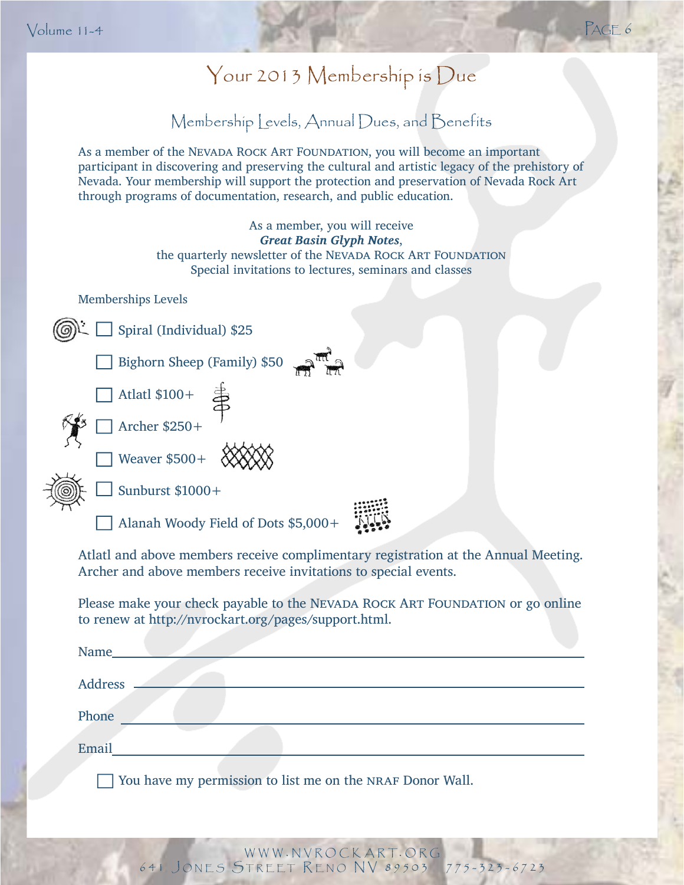# Your 2013 Membership is Due

## Membership Levels, Annual Dues, and Benefits

As a member of the Nevada Rock Art Foundation, you will become an important participant in discovering and preserving the cultural and artistic legacy of the prehistory of Nevada. Your membership will support the protection and preservation of Nevada Rock Art through programs of documentation, research, and public education.

As a member, you will receive
***Great Basin Glyph Notes***,
the quarterly newsletter of the Nevada Rock Art Foundation
Special invitations to lectures, seminars and classes

Memberships Levels

- ☐ Spiral (Individual) $25
- ☐ Bighorn Sheep (Family) $50
- ☐ Atlatl $100+
- ☐ Archer $250+
- ☐ Weaver $500+
- ☐ Sunburst $1000+
- ☐ Alanah Woody Field of Dots $5,000+

Atlatl and above members receive complimentary registration at the Annual Meeting. Archer and above members receive invitations to special events.

Please make your check payable to the Nevada Rock Art Foundation or go online to renew at http://nvrockart.org/pages/support.html.

Name\_\_\_\_\_\_\_\_\_\_\_\_\_\_\_\_\_\_\_\_\_\_\_\_\_\_\_\_\_\_\_\_\_\_\_\_\_\_\_\_

Address \_\_\_\_\_\_\_\_\_\_\_\_\_\_\_\_\_\_\_\_\_\_\_\_\_\_\_\_\_\_\_\_\_\_\_\_\_\_

Phone \_\_\_\_\_\_\_\_\_\_\_\_\_\_\_\_\_\_\_\_\_\_\_\_\_\_\_\_\_\_\_\_\_\_\_\_\_\_\_

Email\_\_\_\_\_\_\_\_\_\_\_\_\_\_\_\_\_\_\_\_\_\_\_\_\_\_\_\_\_\_\_\_\_\_\_\_\_\_\_\_

☐ You have my permission to list me on the NRAF Donor Wall.

www.nvrockart.org
641 Jones Street Reno NV 89503 775-323-6723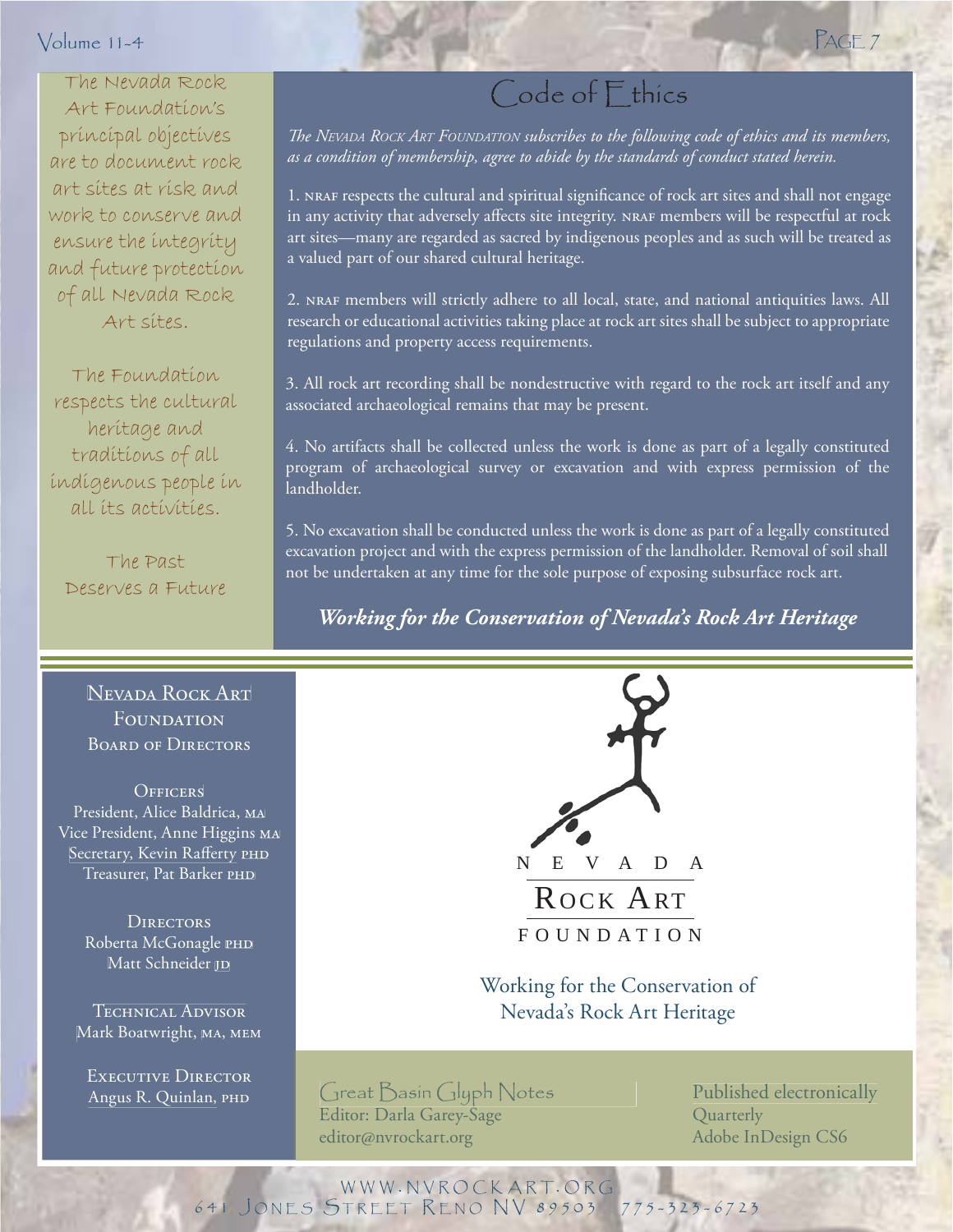The Nevada Rock Art Foundation's principal objectives are to document rock art sites at risk and work to conserve and ensure the integrity and future protection of all Nevada Rock Art sites.

The Foundation respects the cultural heritage and traditions of all indigenous people in all its activities.

The Past Deserves a Future

# Code of Ethics

*The Nevada Rock Art Foundation subscribes to the following code of ethics and its members, as a condition of membership, agree to abide by the standards of conduct stated herein.*

1. NRAF respects the cultural and spiritual significance of rock art sites and shall not engage in any activity that adversely affects site integrity. NRAF members will be respectful at rock art sites—many are regarded as sacred by indigenous peoples and as such will be treated as a valued part of our shared cultural heritage.

2. NRAF members will strictly adhere to all local, state, and national antiquities laws. All research or educational activities taking place at rock art sites shall be subject to appropriate regulations and property access requirements.

3. All rock art recording shall be nondestructive with regard to the rock art itself and any associated archaeological remains that may be present.

4. No artifacts shall be collected unless the work is done as part of a legally constituted program of archaeological survey or excavation and with express permission of the landholder.

5. No excavation shall be conducted unless the work is done as part of a legally constituted excavation project and with the express permission of the landholder. Removal of soil shall not be undertaken at any time for the sole purpose of exposing subsurface rock art.

***Working for the Conservation of Nevada's Rock Art Heritage***

## Nevada Rock Art Foundation Board of Directors

**Officers**

President, Alice Baldrica, MA
Vice President, Anne Higgins MA
Secretary, Kevin Rafferty PHD
Treasurer, Pat Barker PHD

**Directors**

Roberta McGonagle PHD
Matt Schneider JD

**Technical Advisor**

Mark Boatwright, MA, MEM

**Executive Director**

Angus R. Quinlan, PHD

NEVADA ROCK ART FOUNDATION

Working for the Conservation of Nevada's Rock Art Heritage

Great Basin Glyph Notes
Editor: Darla Garey-Sage
editor@nvrockart.org

Published electronically
Quarterly
Adobe InDesign CS6

WWW.NVROCKART.ORG
641 Jones Street Reno NV 89503 775-323-6723